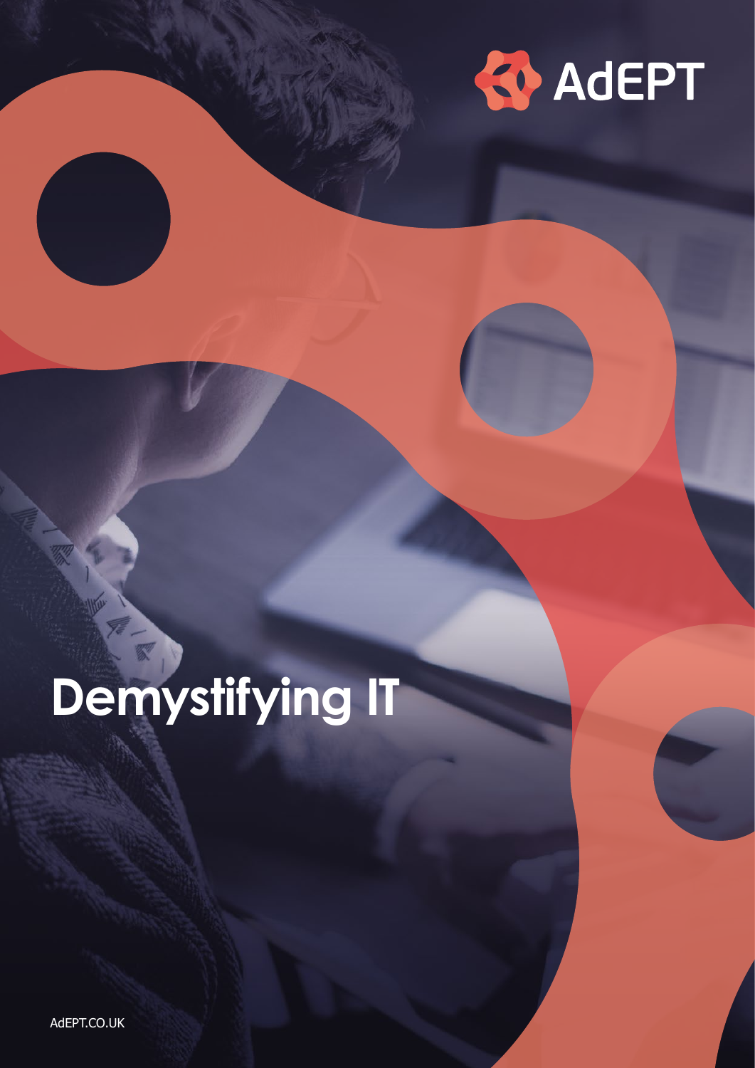AdEPT

# Demystifying IT

AdEPT.CO.UK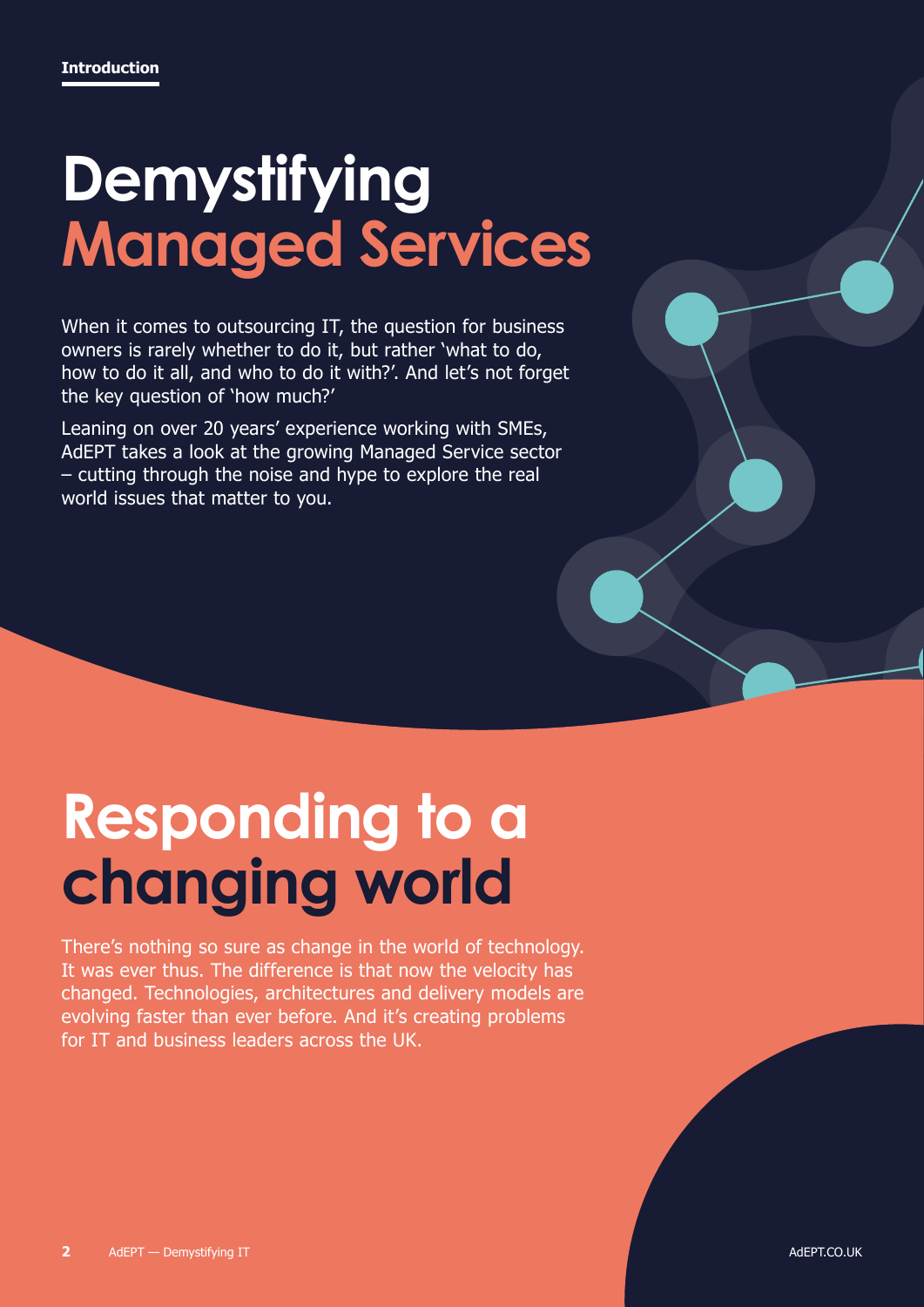Introduction

# Demystifying Managed Services

When it comes to outsourcing IT, the question for business owners is rarely whether to do it, but rather 'what to do, how to do it all, and who to do it with?'. And let's not forget the key question of 'how much?'

Leaning on over 20 years' experience working with SMEs, AdEPT takes a look at the growing Managed Service sector – cutting through the noise and hype to explore the real world issues that matter to you.

# Responding to a changing world

There's nothing so sure as change in the world of technology. It was ever thus. The difference is that now the velocity has changed. Technologies, architectures and delivery models are evolving faster than ever before. And it's creating problems for IT and business leaders across the UK.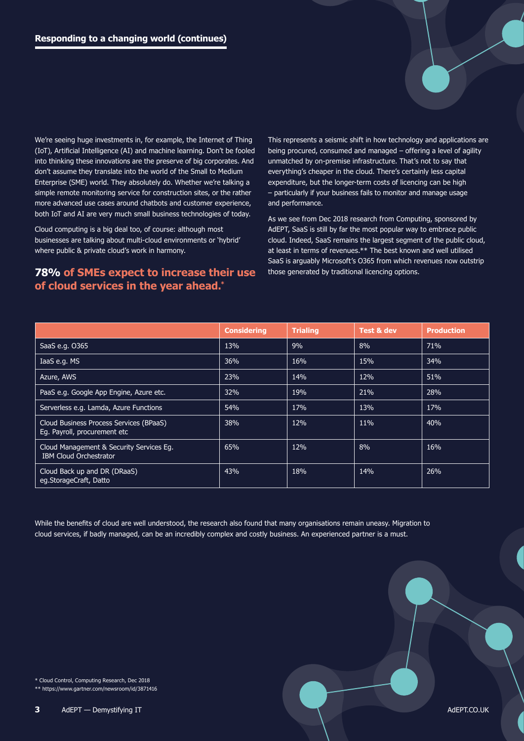## Responding to a changing world (continues)

We're seeing huge investments in, for example, the Internet of Thing (IoT), Artificial Intelligence (AI) and machine learning. Don't be fooled into thinking these innovations are the preserve of big corporates. And don't assume they translate into the world of the Small to Medium Enterprise (SME) world. They absolutely do. Whether we're talking a simple remote monitoring service for construction sites, or the rather more advanced use cases around chatbots and customer experience, both IoT and AI are very much small business technologies of today.

Cloud computing is a big deal too, of course: although most businesses are talking about multi-cloud environments or 'hybrid' where public & private cloud's work in harmony.

**78% of SMEs expect to increase their use of cloud services in the year ahead.***

This represents a seismic shift in how technology and applications are being procured, consumed and managed – offering a level of agility unmatched by on-premise infrastructure. That's not to say that everything's cheaper in the cloud. There's certainly less capital expenditure, but the longer-term costs of licencing can be high – particularly if your business fails to monitor and manage usage and performance.

As we see from Dec 2018 research from Computing, sponsored by AdEPT, SaaS is still by far the most popular way to embrace public cloud. Indeed, SaaS remains the largest segment of the public cloud, at least in terms of revenues.** The best known and well utilised SaaS is arguably Microsoft's O365 from which revenues now outstrip those generated by traditional licencing options.

| | Considering | Trialing | Test & dev | Production |
|---|---|---|---|---|
| SaaS e.g. O365 | 13% | 9% | 8% | 71% |
| IaaS e.g. MS | 36% | 16% | 15% | 34% |
| Azure, AWS | 23% | 14% | 12% | 51% |
| PaaS e.g. Google App Engine, Azure etc. | 32% | 19% | 21% | 28% |
| Serverless e.g. Lamda, Azure Functions | 54% | 17% | 13% | 17% |
| Cloud Business Process Services (BPaaS) Eg. Payroll, procurement etc | 38% | 12% | 11% | 40% |
| Cloud Management & Security Services Eg. IBM Cloud Orchestrator | 65% | 12% | 8% | 16% |
| Cloud Back up and DR (DRaaS) eg.StorageCraft, Datto | 43% | 18% | 14% | 26% |

While the benefits of cloud are well understood, the research also found that many organisations remain uneasy. Migration to cloud services, if badly managed, can be an incredibly complex and costly business. An experienced partner is a must.

* Cloud Control, Computing Research, Dec 2018

** https://www.gartner.com/newsroom/id/3871416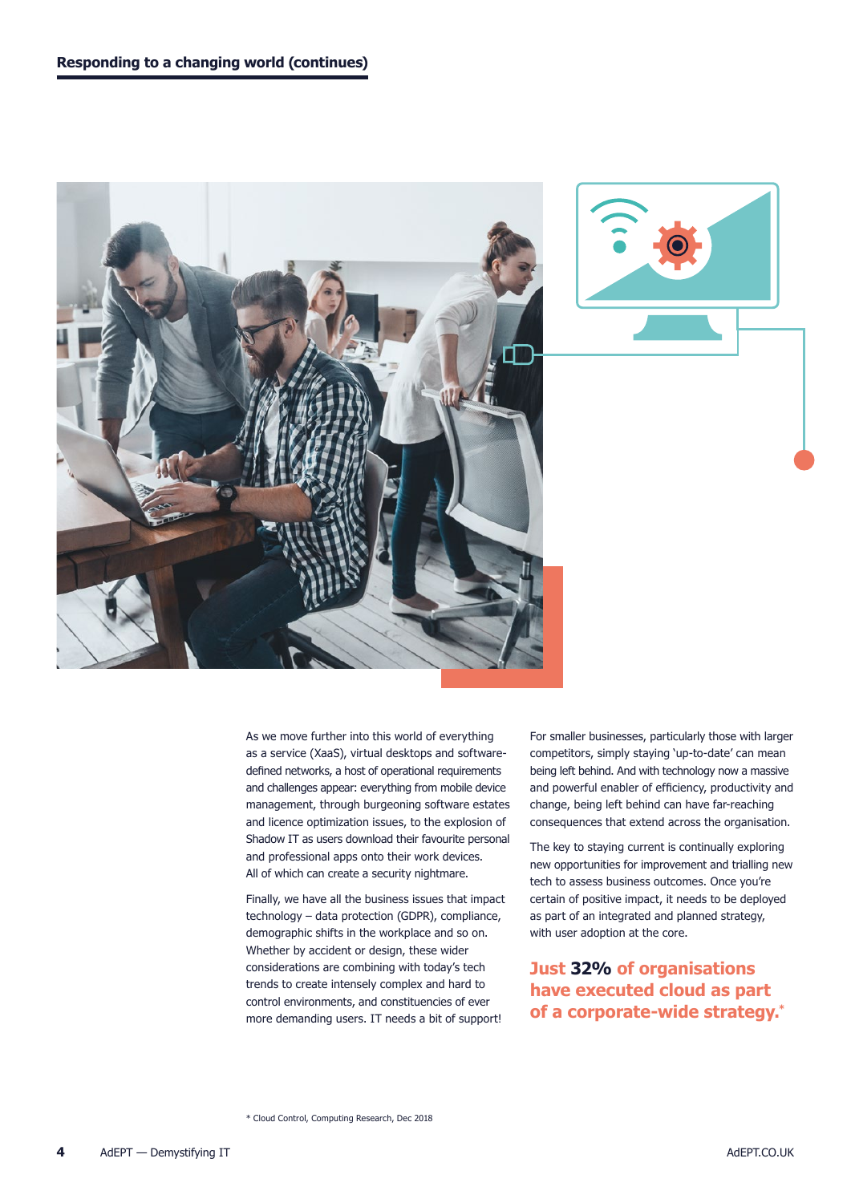## Responding to a changing world (continues)

As we move further into this world of everything as a service (XaaS), virtual desktops and software-defined networks, a host of operational requirements and challenges appear: everything from mobile device management, through burgeoning software estates and licence optimization issues, to the explosion of Shadow IT as users download their favourite personal and professional apps onto their work devices. All of which can create a security nightmare.

Finally, we have all the business issues that impact technology – data protection (GDPR), compliance, demographic shifts in the workplace and so on. Whether by accident or design, these wider considerations are combining with today's tech trends to create intensely complex and hard to control environments, and constituencies of ever more demanding users. IT needs a bit of support!

For smaller businesses, particularly those with larger competitors, simply staying 'up-to-date' can mean being left behind. And with technology now a massive and powerful enabler of efficiency, productivity and change, being left behind can have far-reaching consequences that extend across the organisation.

The key to staying current is continually exploring new opportunities for improvement and trialling new tech to assess business outcomes. Once you're certain of positive impact, it needs to be deployed as part of an integrated and planned strategy, with user adoption at the core.

**Just 32% of organisations have executed cloud as part of a corporate-wide strategy.***

* Cloud Control, Computing Research, Dec 2018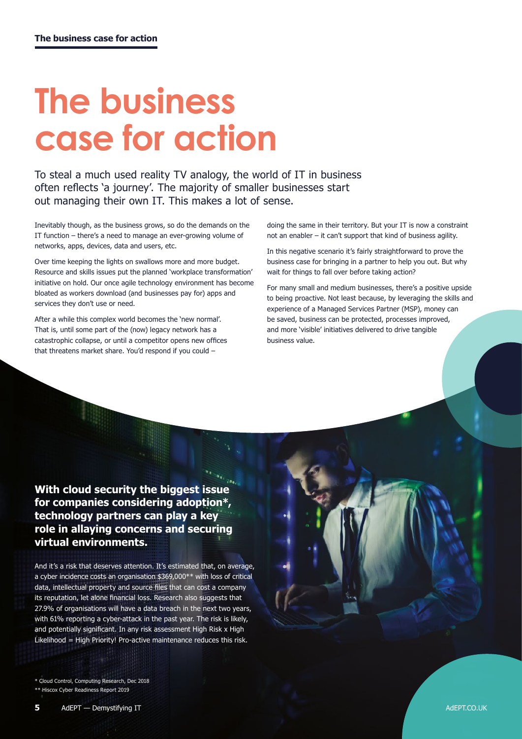# The business case for action

To steal a much used reality TV analogy, the world of IT in business often reflects 'a journey'. The majority of smaller businesses start out managing their own IT. This makes a lot of sense.

Inevitably though, as the business grows, so do the demands on the IT function – there's a need to manage an ever-growing volume of networks, apps, devices, data and users, etc.

Over time keeping the lights on swallows more and more budget. Resource and skills issues put the planned 'workplace transformation' initiative on hold. Our once agile technology environment has become bloated as workers download (and businesses pay for) apps and services they don't use or need.

After a while this complex world becomes the 'new normal'. That is, until some part of the (now) legacy network has a catastrophic collapse, or until a competitor opens new offices that threatens market share. You'd respond if you could – doing the same in their territory. But your IT is now a constraint not an enabler – it can't support that kind of business agility.

In this negative scenario it's fairly straightforward to prove the business case for bringing in a partner to help you out. But why wait for things to fall over before taking action?

For many small and medium businesses, there's a positive upside to being proactive. Not least because, by leveraging the skills and experience of a Managed Services Partner (MSP), money can be saved, business can be protected, processes improved, and more 'visible' initiatives delivered to drive tangible business value.

**With cloud security the biggest issue for companies considering adoption*, technology partners can play a key role in allaying concerns and securing virtual environments.**

And it's a risk that deserves attention. It's estimated that, on average, a cyber incidence costs an organisation $369,000** with loss of critical data, intellectual property and source files that can cost a company its reputation, let alone financial loss. Research also suggests that 27.9% of organisations will have a data breach in the next two years, with 61% reporting a cyber-attack in the past year. The risk is likely, and potentially significant. In any risk assessment High Risk x High Likelihood = High Priority! Pro-active maintenance reduces this risk.

\* Cloud Control, Computing Research, Dec 2018

\** Hiscox Cyber Readiness Report 2019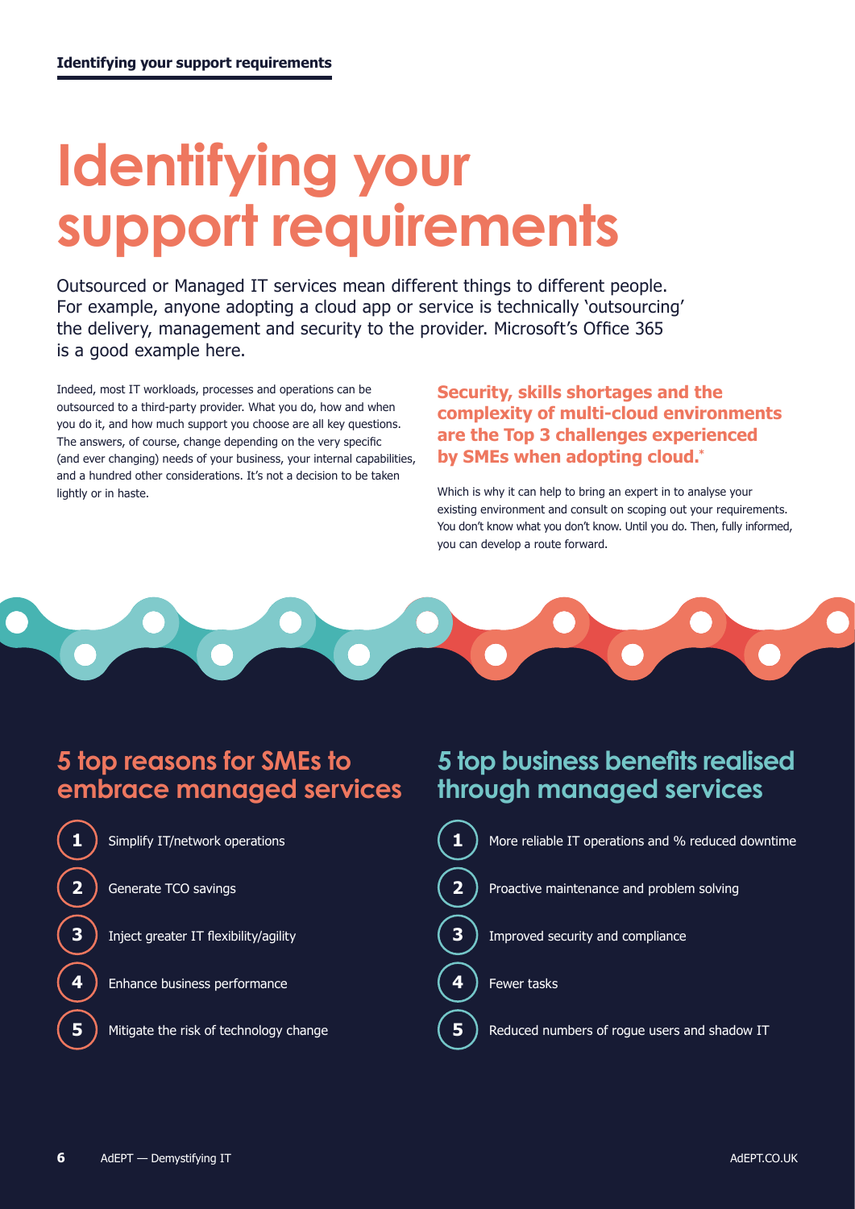# Identifying your support requirements

Outsourced or Managed IT services mean different things to different people. For example, anyone adopting a cloud app or service is technically 'outsourcing' the delivery, management and security to the provider. Microsoft's Office 365 is a good example here.

Indeed, most IT workloads, processes and operations can be outsourced to a third-party provider. What you do, how and when you do it, and how much support you choose are all key questions. The answers, of course, change depending on the very specific (and ever changing) needs of your business, your internal capabilities, and a hundred other considerations. It's not a decision to be taken lightly or in haste.

**Security, skills shortages and the complexity of multi-cloud environments are the Top 3 challenges experienced by SMEs when adopting cloud.***

Which is why it can help to bring an expert in to analyse your existing environment and consult on scoping out your requirements. You don't know what you don't know. Until you do. Then, fully informed, you can develop a route forward.

## 5 top reasons for SMEs to embrace managed services

1. Simplify IT/network operations
2. Generate TCO savings
3. Inject greater IT flexibility/agility
4. Enhance business performance
5. Mitigate the risk of technology change

## 5 top business benefits realised through managed services

1. More reliable IT operations and % reduced downtime
2. Proactive maintenance and problem solving
3. Improved security and compliance
4. Fewer tasks
5. Reduced numbers of rogue users and shadow IT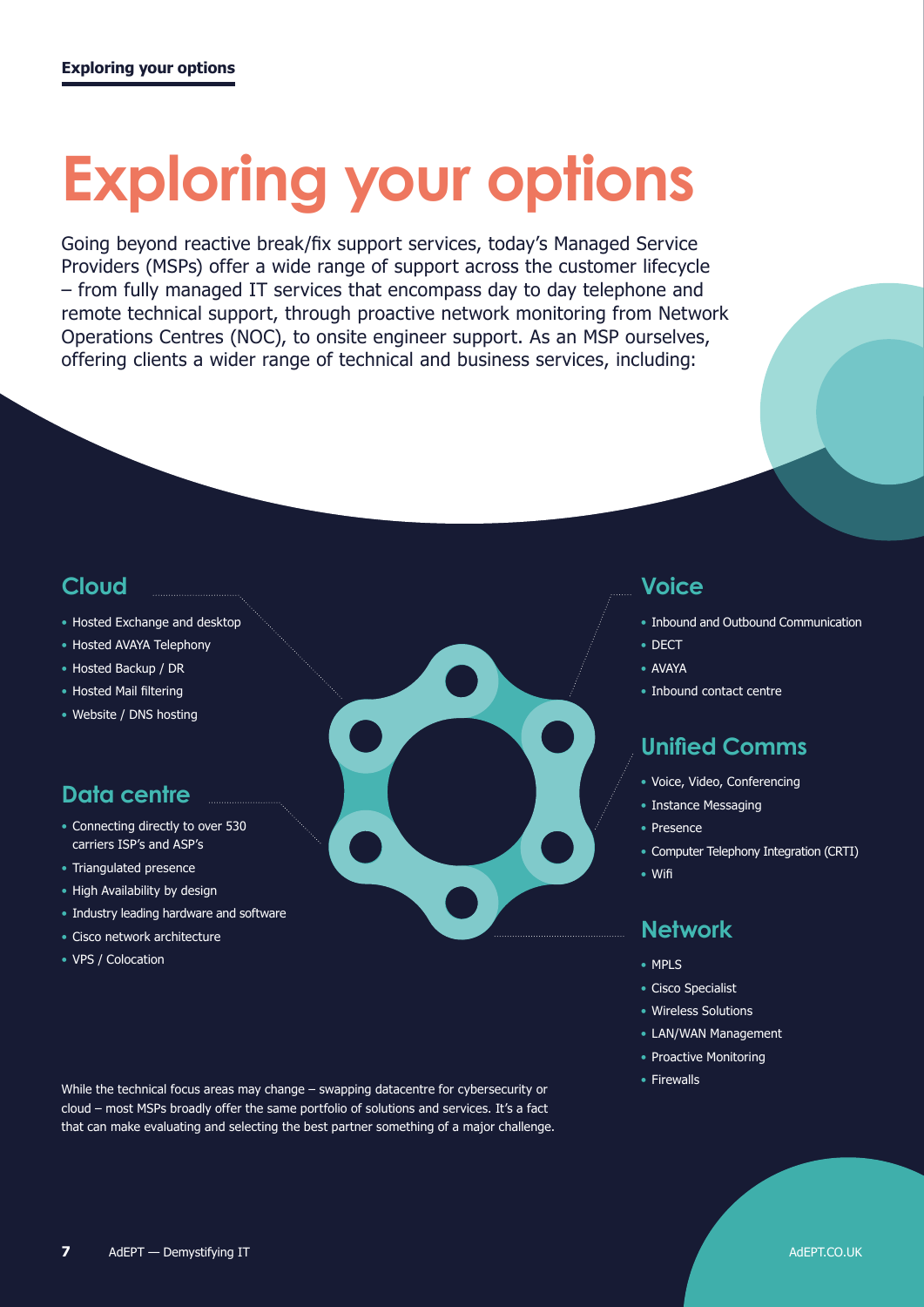# Exploring your options

Going beyond reactive break/fix support services, today's Managed Service Providers (MSPs) offer a wide range of support across the customer lifecycle – from fully managed IT services that encompass day to day telephone and remote technical support, through proactive network monitoring from Network Operations Centres (NOC), to onsite engineer support. As an MSP ourselves, offering clients a wider range of technical and business services, including:

## Cloud

- Hosted Exchange and desktop
- Hosted AVAYA Telephony
- Hosted Backup / DR
- Hosted Mail filtering
- Website / DNS hosting

## Data centre

- Connecting directly to over 530 carriers ISP's and ASP's
- Triangulated presence
- High Availability by design
- Industry leading hardware and software
- Cisco network architecture
- VPS / Colocation

## Voice

- Inbound and Outbound Communication
- DECT
- AVAYA
- Inbound contact centre

## Unified Comms

- Voice, Video, Conferencing
- Instance Messaging
- Presence
- Computer Telephony Integration (CRTI)
- Wifi

## Network

- MPLS
- Cisco Specialist
- Wireless Solutions
- LAN/WAN Management
- Proactive Monitoring
- Firewalls

While the technical focus areas may change – swapping datacentre for cybersecurity or cloud – most MSPs broadly offer the same portfolio of solutions and services. It's a fact that can make evaluating and selecting the best partner something of a major challenge.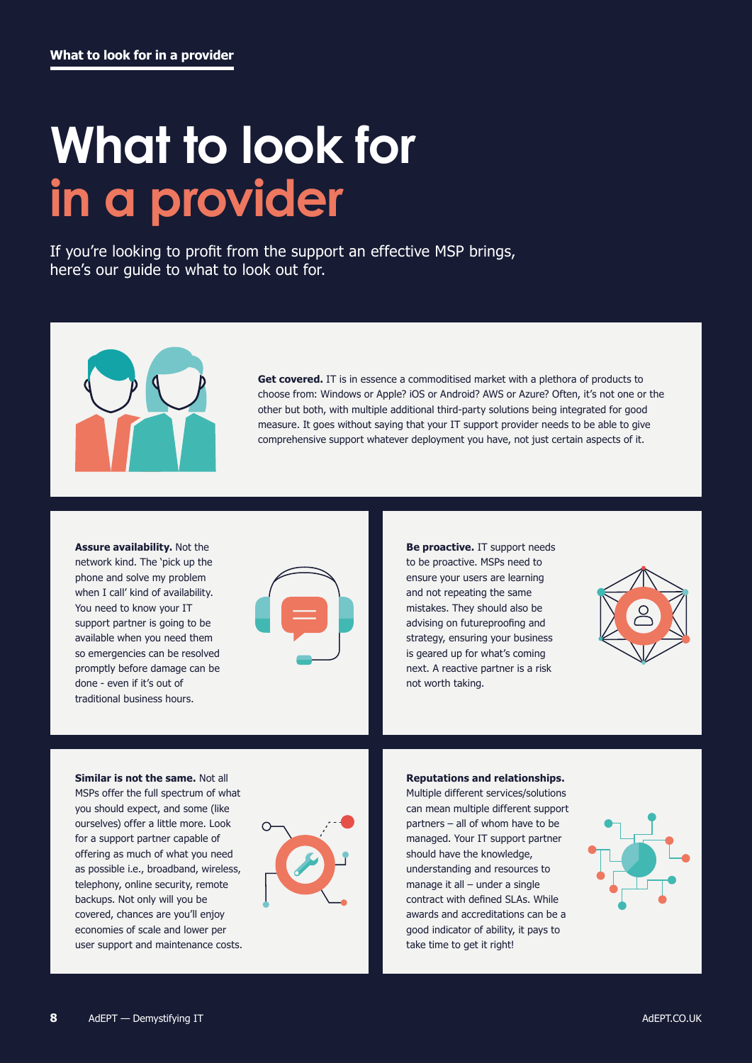# What to look for in a provider

If you're looking to profit from the support an effective MSP brings, here's our guide to what to look out for.

**Get covered.** IT is in essence a commoditised market with a plethora of products to choose from: Windows or Apple? iOS or Android? AWS or Azure? Often, it's not one or the other but both, with multiple additional third-party solutions being integrated for good measure. It goes without saying that your IT support provider needs to be able to give comprehensive support whatever deployment you have, not just certain aspects of it.

**Assure availability.** Not the network kind. The 'pick up the phone and solve my problem when I call' kind of availability. You need to know your IT support partner is going to be available when you need them so emergencies can be resolved promptly before damage can be done - even if it's out of traditional business hours.

**Be proactive.** IT support needs to be proactive. MSPs need to ensure your users are learning and not repeating the same mistakes. They should also be advising on futureproofing and strategy, ensuring your business is geared up for what's coming next. A reactive partner is a risk not worth taking.

**Similar is not the same.** Not all MSPs offer the full spectrum of what you should expect, and some (like ourselves) offer a little more. Look for a support partner capable of offering as much of what you need as possible i.e., broadband, wireless, telephony, online security, remote backups. Not only will you be covered, chances are you'll enjoy economies of scale and lower per user support and maintenance costs.

**Reputations and relationships.** Multiple different services/solutions can mean multiple different support partners – all of whom have to be managed. Your IT support partner should have the knowledge, understanding and resources to manage it all – under a single contract with defined SLAs. While awards and accreditations can be a good indicator of ability, it pays to take time to get it right!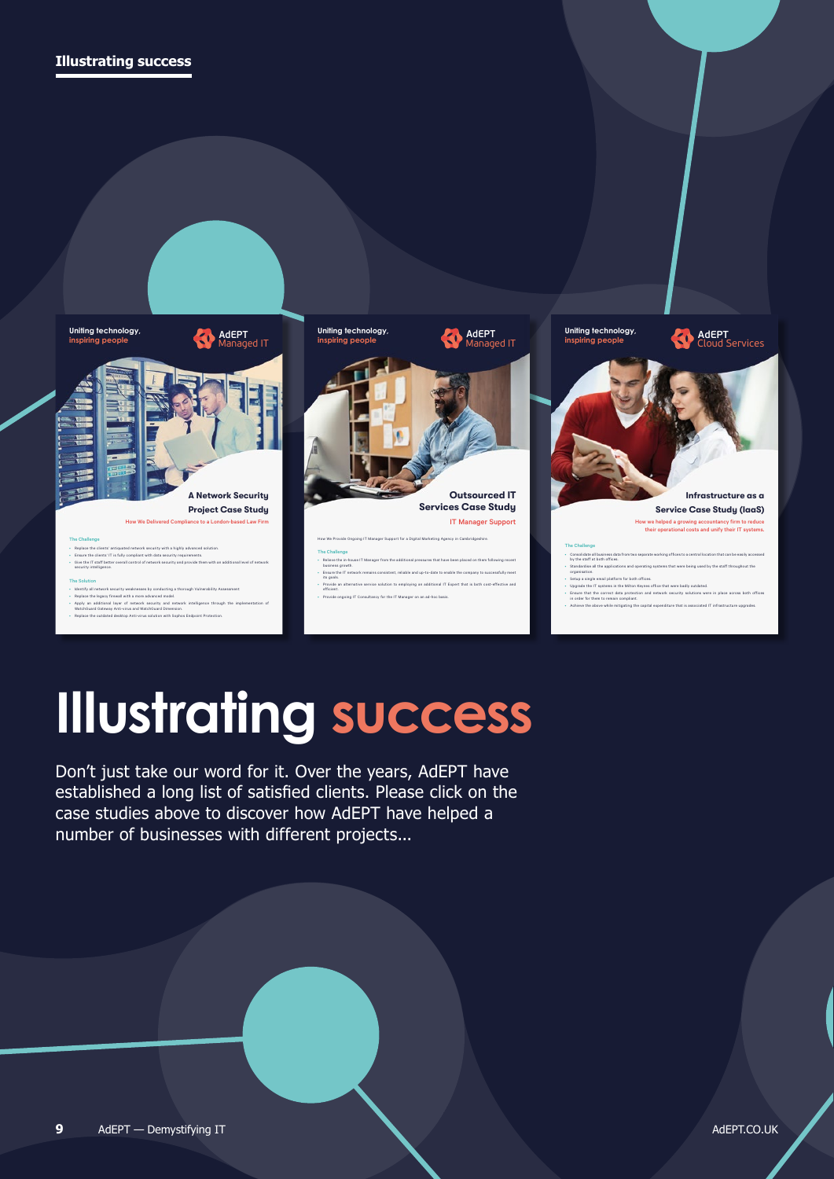# Illustrating success

Don't just take our word for it. Over the years, AdEPT have established a long list of satisfied clients. Please click on the case studies above to discover how AdEPT have helped a number of businesses with different projects...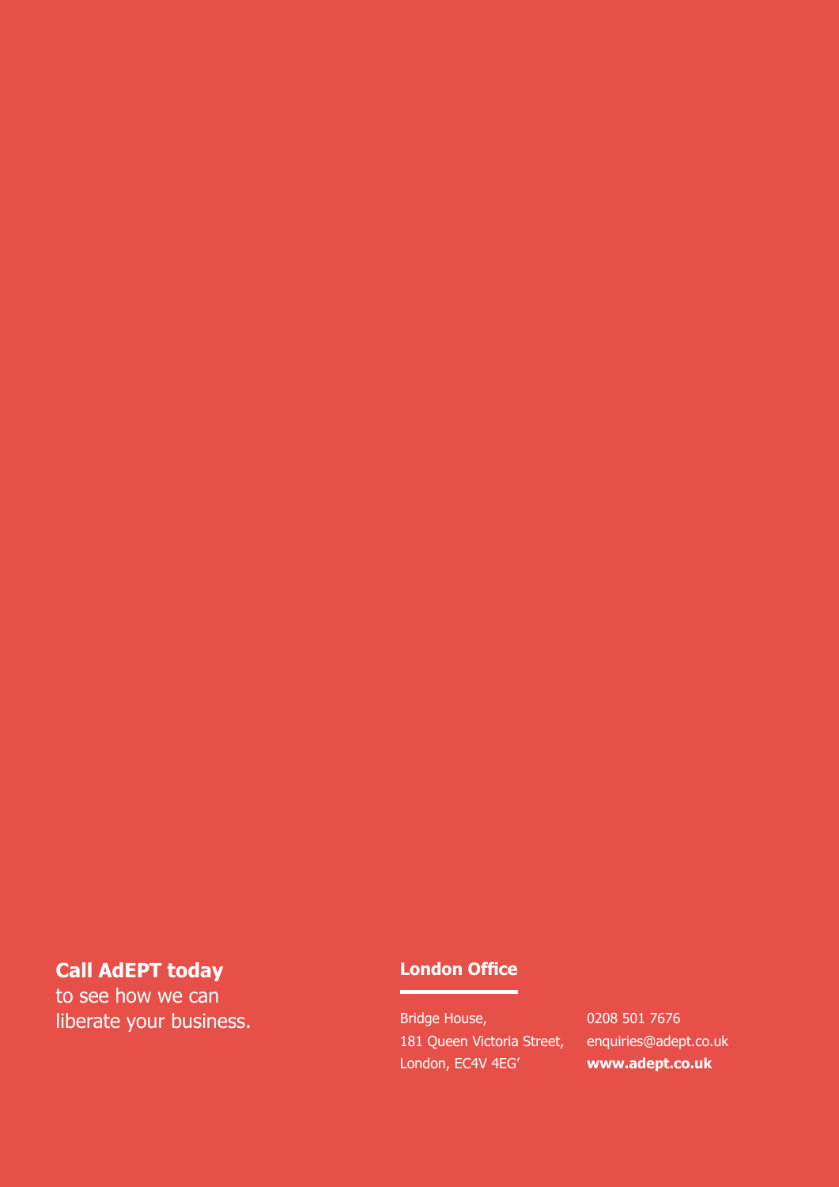**Call AdEPT today**
to see how we can
liberate your business.

**London Office**

Bridge House,
181 Queen Victoria Street,
London, EC4V 4EG’

0208 501 7676
enquiries@adept.co.uk
**www.adept.co.uk**